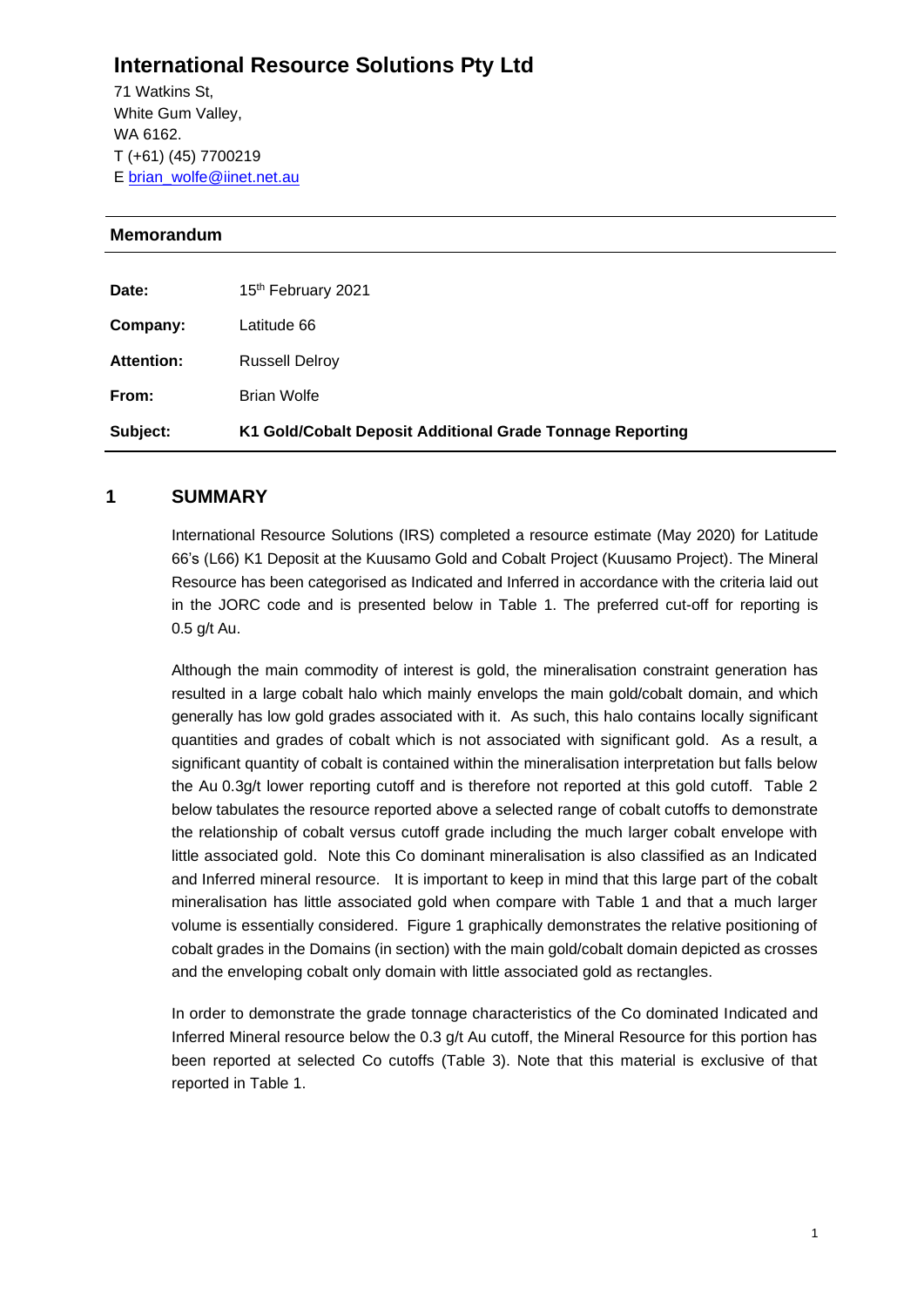# International Resource Solutions Pty Ltd

71 Watkins St,
White Gum Valley,
WA 6162.
T (+61) (45) 7700219
E brian_wolfe@iinet.net.au

## Memorandum

| | |
|---|---|
| **Date:** | 15th February 2021 |
| **Company:** | Latitude 66 |
| **Attention:** | Russell Delroy |
| **From:** | Brian Wolfe |
| **Subject:** | **K1 Gold/Cobalt Deposit Additional Grade Tonnage Reporting** |

## 1 SUMMARY

International Resource Solutions (IRS) completed a resource estimate (May 2020) for Latitude 66's (L66) K1 Deposit at the Kuusamo Gold and Cobalt Project (Kuusamo Project). The Mineral Resource has been categorised as Indicated and Inferred in accordance with the criteria laid out in the JORC code and is presented below in Table 1. The preferred cut-off for reporting is 0.5 g/t Au.

Although the main commodity of interest is gold, the mineralisation constraint generation has resulted in a large cobalt halo which mainly envelops the main gold/cobalt domain, and which generally has low gold grades associated with it. As such, this halo contains locally significant quantities and grades of cobalt which is not associated with significant gold. As a result, a significant quantity of cobalt is contained within the mineralisation interpretation but falls below the Au 0.3g/t lower reporting cutoff and is therefore not reported at this gold cutoff. Table 2 below tabulates the resource reported above a selected range of cobalt cutoffs to demonstrate the relationship of cobalt versus cutoff grade including the much larger cobalt envelope with little associated gold. Note this Co dominant mineralisation is also classified as an Indicated and Inferred mineral resource. It is important to keep in mind that this large part of the cobalt mineralisation has little associated gold when compare with Table 1 and that a much larger volume is essentially considered. Figure 1 graphically demonstrates the relative positioning of cobalt grades in the Domains (in section) with the main gold/cobalt domain depicted as crosses and the enveloping cobalt only domain with little associated gold as rectangles.

In order to demonstrate the grade tonnage characteristics of the Co dominated Indicated and Inferred Mineral resource below the 0.3 g/t Au cutoff, the Mineral Resource for this portion has been reported at selected Co cutoffs (Table 3). Note that this material is exclusive of that reported in Table 1.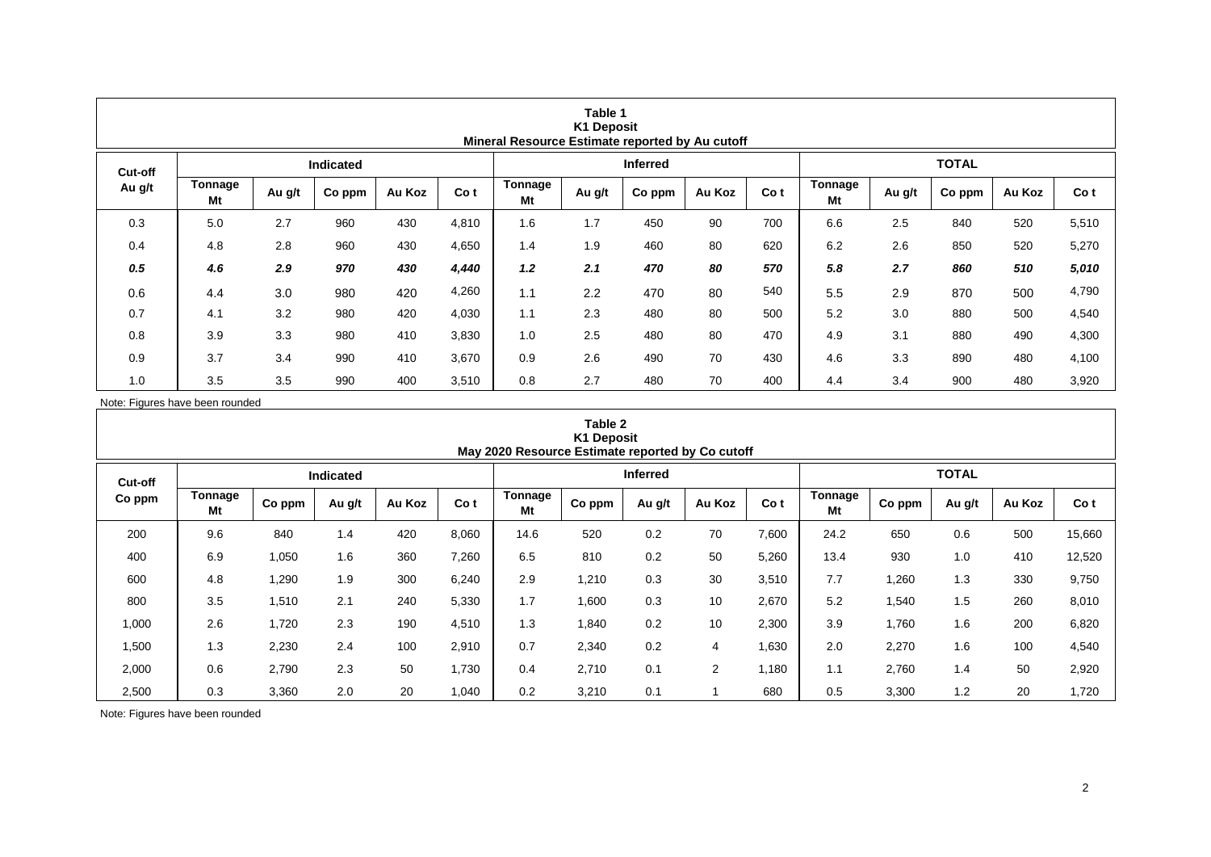**Table 1**
**K1 Deposit**
**Mineral Resource Estimate reported by Au cutoff**

| Cut-off | Indicated | | | | | Inferred | | | | | TOTAL | | | | |
|---|---|---|---|---|---|---|---|---|---|---|---|---|---|---|---|
| Au g/t | Tonnage Mt | Au g/t | Co ppm | Au Koz | Co t | Tonnage Mt | Au g/t | Co ppm | Au Koz | Co t | Tonnage Mt | Au g/t | Co ppm | Au Koz | Co t |
| 0.3 | 5.0 | 2.7 | 960 | 430 | 4,810 | 1.6 | 1.7 | 450 | 90 | 700 | 6.6 | 2.5 | 840 | 520 | 5,510 |
| 0.4 | 4.8 | 2.8 | 960 | 430 | 4,650 | 1.4 | 1.9 | 460 | 80 | 620 | 6.2 | 2.6 | 850 | 520 | 5,270 |
| ***0.5*** | ***4.6*** | ***2.9*** | ***970*** | ***430*** | ***4,440*** | ***1.2*** | ***2.1*** | ***470*** | ***80*** | ***570*** | ***5.8*** | ***2.7*** | ***860*** | ***510*** | ***5,010*** |
| 0.6 | 4.4 | 3.0 | 980 | 420 | 4,260 | 1.1 | 2.2 | 470 | 80 | 540 | 5.5 | 2.9 | 870 | 500 | 4,790 |
| 0.7 | 4.1 | 3.2 | 980 | 420 | 4,030 | 1.1 | 2.3 | 480 | 80 | 500 | 5.2 | 3.0 | 880 | 500 | 4,540 |
| 0.8 | 3.9 | 3.3 | 980 | 410 | 3,830 | 1.0 | 2.5 | 480 | 80 | 470 | 4.9 | 3.1 | 880 | 490 | 4,300 |
| 0.9 | 3.7 | 3.4 | 990 | 410 | 3,670 | 0.9 | 2.6 | 490 | 70 | 430 | 4.6 | 3.3 | 890 | 480 | 4,100 |
| 1.0 | 3.5 | 3.5 | 990 | 400 | 3,510 | 0.8 | 2.7 | 480 | 70 | 400 | 4.4 | 3.4 | 900 | 480 | 3,920 |

Note: Figures have been rounded

**Table 2**
**K1 Deposit**
**May 2020 Resource Estimate reported by Co cutoff**

| Cut-off | Indicated | | | | | Inferred | | | | | TOTAL | | | | |
|---|---|---|---|---|---|---|---|---|---|---|---|---|---|---|---|
| Co ppm | Tonnage Mt | Co ppm | Au g/t | Au Koz | Co t | Tonnage Mt | Co ppm | Au g/t | Au Koz | Co t | Tonnage Mt | Co ppm | Au g/t | Au Koz | Co t |
| 200 | 9.6 | 840 | 1.4 | 420 | 8,060 | 14.6 | 520 | 0.2 | 70 | 7,600 | 24.2 | 650 | 0.6 | 500 | 15,660 |
| 400 | 6.9 | 1,050 | 1.6 | 360 | 7,260 | 6.5 | 810 | 0.2 | 50 | 5,260 | 13.4 | 930 | 1.0 | 410 | 12,520 |
| 600 | 4.8 | 1,290 | 1.9 | 300 | 6,240 | 2.9 | 1,210 | 0.3 | 30 | 3,510 | 7.7 | 1,260 | 1.3 | 330 | 9,750 |
| 800 | 3.5 | 1,510 | 2.1 | 240 | 5,330 | 1.7 | 1,600 | 0.3 | 10 | 2,670 | 5.2 | 1,540 | 1.5 | 260 | 8,010 |
| 1,000 | 2.6 | 1,720 | 2.3 | 190 | 4,510 | 1.3 | 1,840 | 0.2 | 10 | 2,300 | 3.9 | 1,760 | 1.6 | 200 | 6,820 |
| 1,500 | 1.3 | 2,230 | 2.4 | 100 | 2,910 | 0.7 | 2,340 | 0.2 | 4 | 1,630 | 2.0 | 2,270 | 1.6 | 100 | 4,540 |
| 2,000 | 0.6 | 2,790 | 2.3 | 50 | 1,730 | 0.4 | 2,710 | 0.1 | 2 | 1,180 | 1.1 | 2,760 | 1.4 | 50 | 2,920 |
| 2,500 | 0.3 | 3,360 | 2.0 | 20 | 1,040 | 0.2 | 3,210 | 0.1 | 1 | 680 | 0.5 | 3,300 | 1.2 | 20 | 1,720 |

Note: Figures have been rounded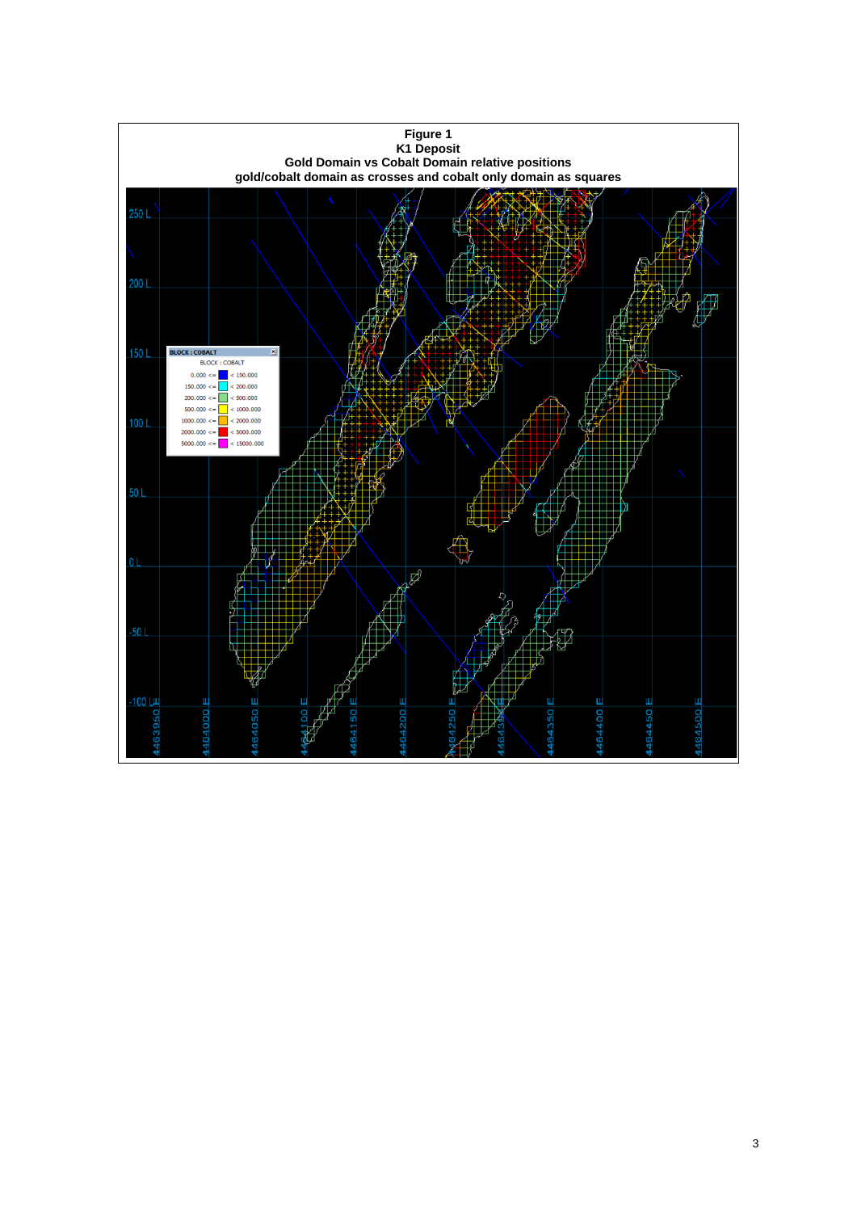**Figure 1**
**K1 Deposit**
**Gold Domain vs Cobalt Domain relative positions**
**gold/cobalt domain as crosses and cobalt only domain as squares**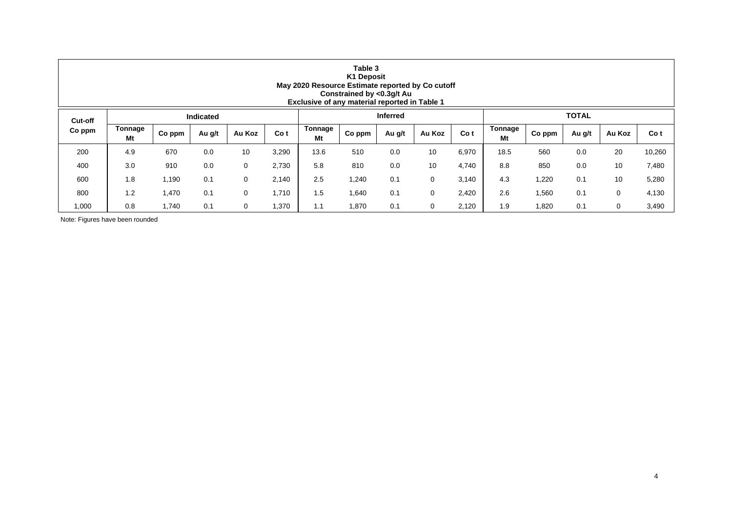**Table 3**
**K1 Deposit**
**May 2020 Resource Estimate reported by Co cutoff**
**Constrained by <0.3g/t Au**
**Exclusive of any material reported in Table 1**

| Cut-off | Indicated | | | | | Inferred | | | | | TOTAL | | | | |
|---|---|---|---|---|---|---|---|---|---|---|---|---|---|---|---|
| Co ppm | Tonnage Mt | Co ppm | Au g/t | Au Koz | Co t | Tonnage Mt | Co ppm | Au g/t | Au Koz | Co t | Tonnage Mt | Co ppm | Au g/t | Au Koz | Co t |
| 200 | 4.9 | 670 | 0.0 | 10 | 3,290 | 13.6 | 510 | 0.0 | 10 | 6,970 | 18.5 | 560 | 0.0 | 20 | 10,260 |
| 400 | 3.0 | 910 | 0.0 | 0 | 2,730 | 5.8 | 810 | 0.0 | 10 | 4,740 | 8.8 | 850 | 0.0 | 10 | 7,480 |
| 600 | 1.8 | 1,190 | 0.1 | 0 | 2,140 | 2.5 | 1,240 | 0.1 | 0 | 3,140 | 4.3 | 1,220 | 0.1 | 10 | 5,280 |
| 800 | 1.2 | 1,470 | 0.1 | 0 | 1,710 | 1.5 | 1,640 | 0.1 | 0 | 2,420 | 2.6 | 1,560 | 0.1 | 0 | 4,130 |
| 1,000 | 0.8 | 1,740 | 0.1 | 0 | 1,370 | 1.1 | 1,870 | 0.1 | 0 | 2,120 | 1.9 | 1,820 | 0.1 | 0 | 3,490 |

Note: Figures have been rounded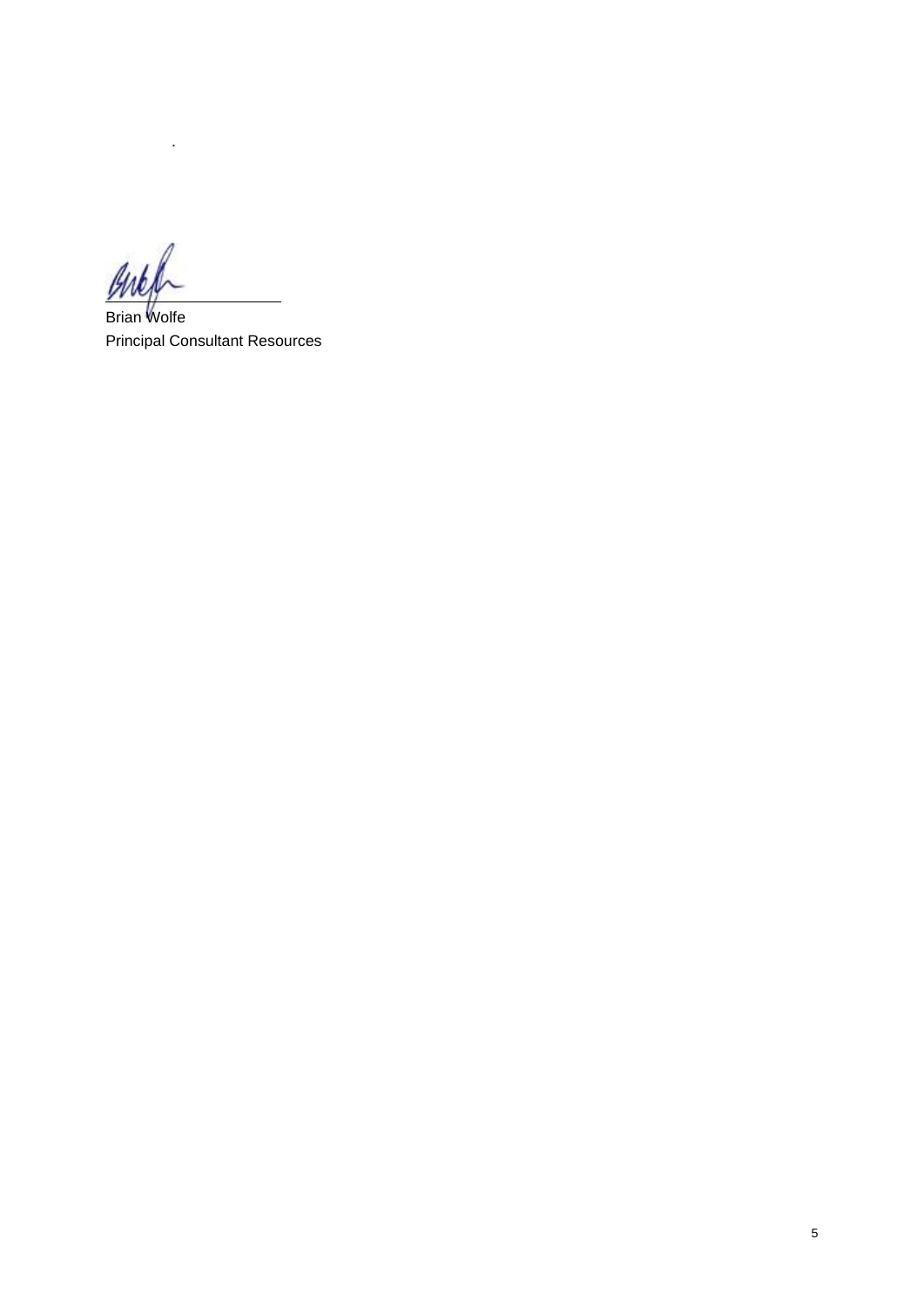Brian Wolfe

Principal Consultant Resources